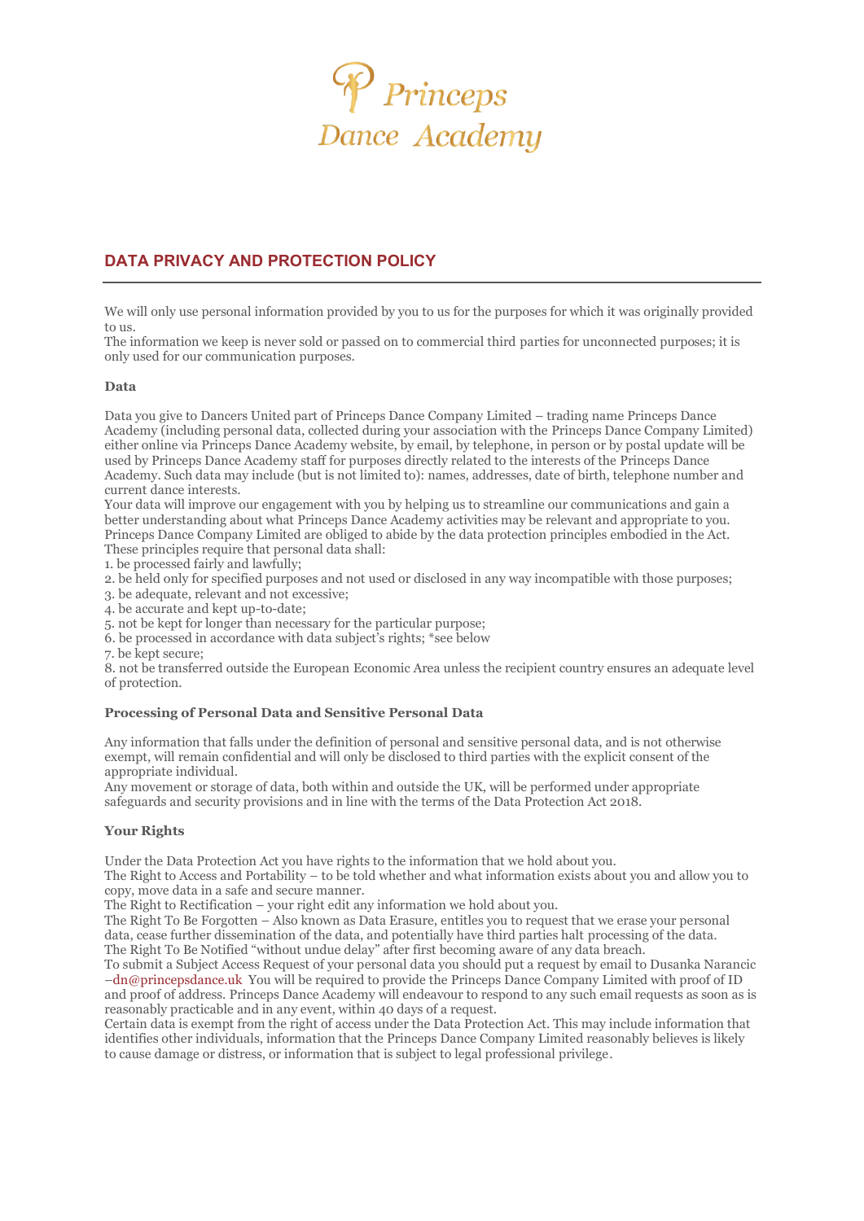Princeps Dance Academy

## DATA PRIVACY AND PROTECTION POLICY

---

We will only use personal information provided by you to us for the purposes for which it was originally provided to us.
The information we keep is never sold or passed on to commercial third parties for unconnected purposes; it is only used for our communication purposes.

**Data**

Data you give to Dancers United part of Princeps Dance Company Limited – trading name Princeps Dance Academy (including personal data, collected during your association with the Princeps Dance Company Limited) either online via Princeps Dance Academy website, by email, by telephone, in person or by postal update will be used by Princeps Dance Academy staff for purposes directly related to the interests of the Princeps Dance Academy. Such data may include (but is not limited to): names, addresses, date of birth, telephone number and current dance interests.
Your data will improve our engagement with you by helping us to streamline our communications and gain a better understanding about what Princeps Dance Academy activities may be relevant and appropriate to you. Princeps Dance Company Limited are obliged to abide by the data protection principles embodied in the Act. These principles require that personal data shall:

1. be processed fairly and lawfully;
2. be held only for specified purposes and not used or disclosed in any way incompatible with those purposes;
3. be adequate, relevant and not excessive;
4. be accurate and kept up-to-date;
5. not be kept for longer than necessary for the particular purpose;
6. be processed in accordance with data subject's rights; *see below
7. be kept secure;
8. not be transferred outside the European Economic Area unless the recipient country ensures an adequate level of protection.

**Processing of Personal Data and Sensitive Personal Data**

Any information that falls under the definition of personal and sensitive personal data, and is not otherwise exempt, will remain confidential and will only be disclosed to third parties with the explicit consent of the appropriate individual.
Any movement or storage of data, both within and outside the UK, will be performed under appropriate safeguards and security provisions and in line with the terms of the Data Protection Act 2018.

**Your Rights**

Under the Data Protection Act you have rights to the information that we hold about you.
The Right to Access and Portability – to be told whether and what information exists about you and allow you to copy, move data in a safe and secure manner.
The Right to Rectification – your right edit any information we hold about you.
The Right To Be Forgotten – Also known as Data Erasure, entitles you to request that we erase your personal data, cease further dissemination of the data, and potentially have third parties halt processing of the data.
The Right To Be Notified "without undue delay" after first becoming aware of any data breach.
To submit a Subject Access Request of your personal data you should put a request by email to Dusanka Narancic –dn@princepsdance.uk You will be required to provide the Princeps Dance Company Limited with proof of ID and proof of address. Princeps Dance Academy will endeavour to respond to any such email requests as soon as is reasonably practicable and in any event, within 40 days of a request.
Certain data is exempt from the right of access under the Data Protection Act. This may include information that identifies other individuals, information that the Princeps Dance Company Limited reasonably believes is likely to cause damage or distress, or information that is subject to legal professional privilege.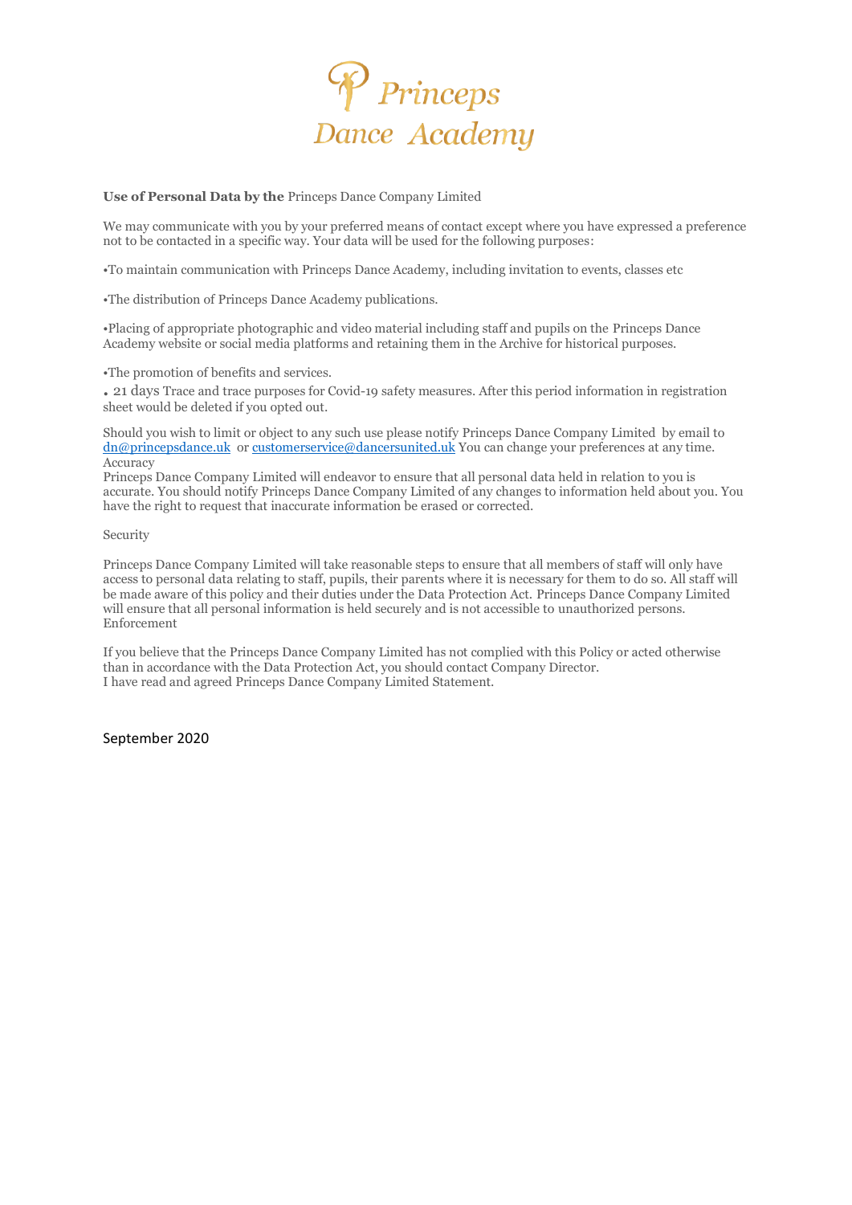Princeps Dance Academy

**Use of Personal Data by the** Princeps Dance Company Limited

We may communicate with you by your preferred means of contact except where you have expressed a preference not to be contacted in a specific way. Your data will be used for the following purposes:

•To maintain communication with Princeps Dance Academy, including invitation to events, classes etc

•The distribution of Princeps Dance Academy publications.

•Placing of appropriate photographic and video material including staff and pupils on the Princeps Dance Academy website or social media platforms and retaining them in the Archive for historical purposes.

•The promotion of benefits and services.

. 21 days Trace and trace purposes for Covid-19 safety measures. After this period information in registration sheet would be deleted if you opted out.

Should you wish to limit or object to any such use please notify Princeps Dance Company Limited by email to dn@princepsdance.uk or customerservice@dancersunited.uk You can change your preferences at any time.

Accuracy

Princeps Dance Company Limited will endeavor to ensure that all personal data held in relation to you is accurate. You should notify Princeps Dance Company Limited of any changes to information held about you. You have the right to request that inaccurate information be erased or corrected.

Security

Princeps Dance Company Limited will take reasonable steps to ensure that all members of staff will only have access to personal data relating to staff, pupils, their parents where it is necessary for them to do so. All staff will be made aware of this policy and their duties under the Data Protection Act. Princeps Dance Company Limited will ensure that all personal information is held securely and is not accessible to unauthorized persons.

Enforcement

If you believe that the Princeps Dance Company Limited has not complied with this Policy or acted otherwise than in accordance with the Data Protection Act, you should contact Company Director.

I have read and agreed Princeps Dance Company Limited Statement.

September 2020